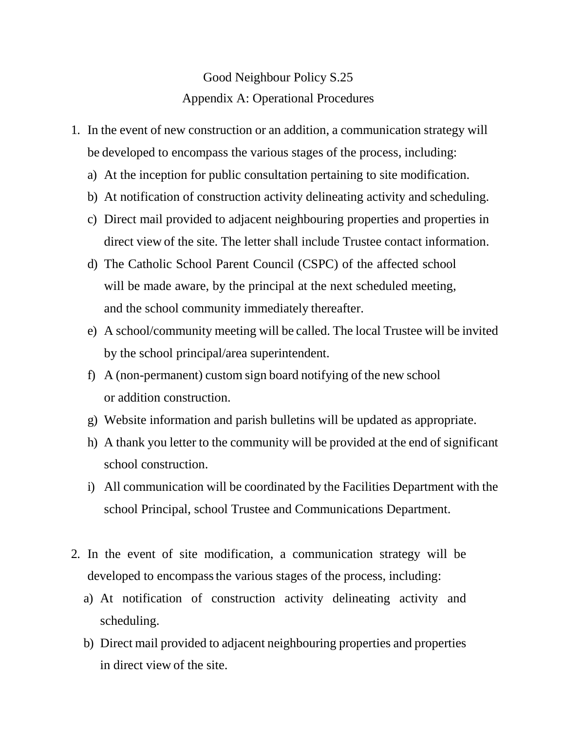# Good Neighbour Policy S.25

## Appendix A: Operational Procedures

1. In the event of new construction or an addition, a communication strategy will be developed to encompass the various stages of the process, including:
   a) At the inception for public consultation pertaining to site modification.
   b) At notification of construction activity delineating activity and scheduling.
   c) Direct mail provided to adjacent neighbouring properties and properties in direct view of the site. The letter shall include Trustee contact information.
   d) The Catholic School Parent Council (CSPC) of the affected school will be made aware, by the principal at the next scheduled meeting, and the school community immediately thereafter.
   e) A school/community meeting will be called. The local Trustee will be invited by the school principal/area superintendent.
   f) A (non-permanent) custom sign board notifying of the new school or addition construction.
   g) Website information and parish bulletins will be updated as appropriate.
   h) A thank you letter to the community will be provided at the end of significant school construction.
   i) All communication will be coordinated by the Facilities Department with the school Principal, school Trustee and Communications Department.

2. In the event of site modification, a communication strategy will be developed to encompass the various stages of the process, including:
   a) At notification of construction activity delineating activity and scheduling.
   b) Direct mail provided to adjacent neighbouring properties and properties in direct view of the site.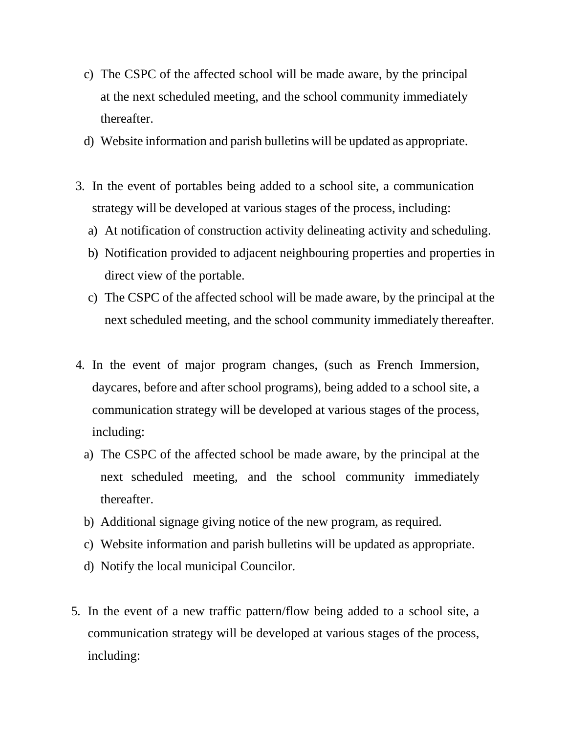c) The CSPC of the affected school will be made aware, by the principal at the next scheduled meeting, and the school community immediately thereafter.

d) Website information and parish bulletins will be updated as appropriate.

3. In the event of portables being added to a school site, a communication strategy will be developed at various stages of the process, including:
   a) At notification of construction activity delineating activity and scheduling.
   b) Notification provided to adjacent neighbouring properties and properties in direct view of the portable.
   c) The CSPC of the affected school will be made aware, by the principal at the next scheduled meeting, and the school community immediately thereafter.

4. In the event of major program changes, (such as French Immersion, daycares, before and after school programs), being added to a school site, a communication strategy will be developed at various stages of the process, including:
   a) The CSPC of the affected school be made aware, by the principal at the next scheduled meeting, and the school community immediately thereafter.
   b) Additional signage giving notice of the new program, as required.
   c) Website information and parish bulletins will be updated as appropriate.
   d) Notify the local municipal Councilor.

5. In the event of a new traffic pattern/flow being added to a school site, a communication strategy will be developed at various stages of the process, including: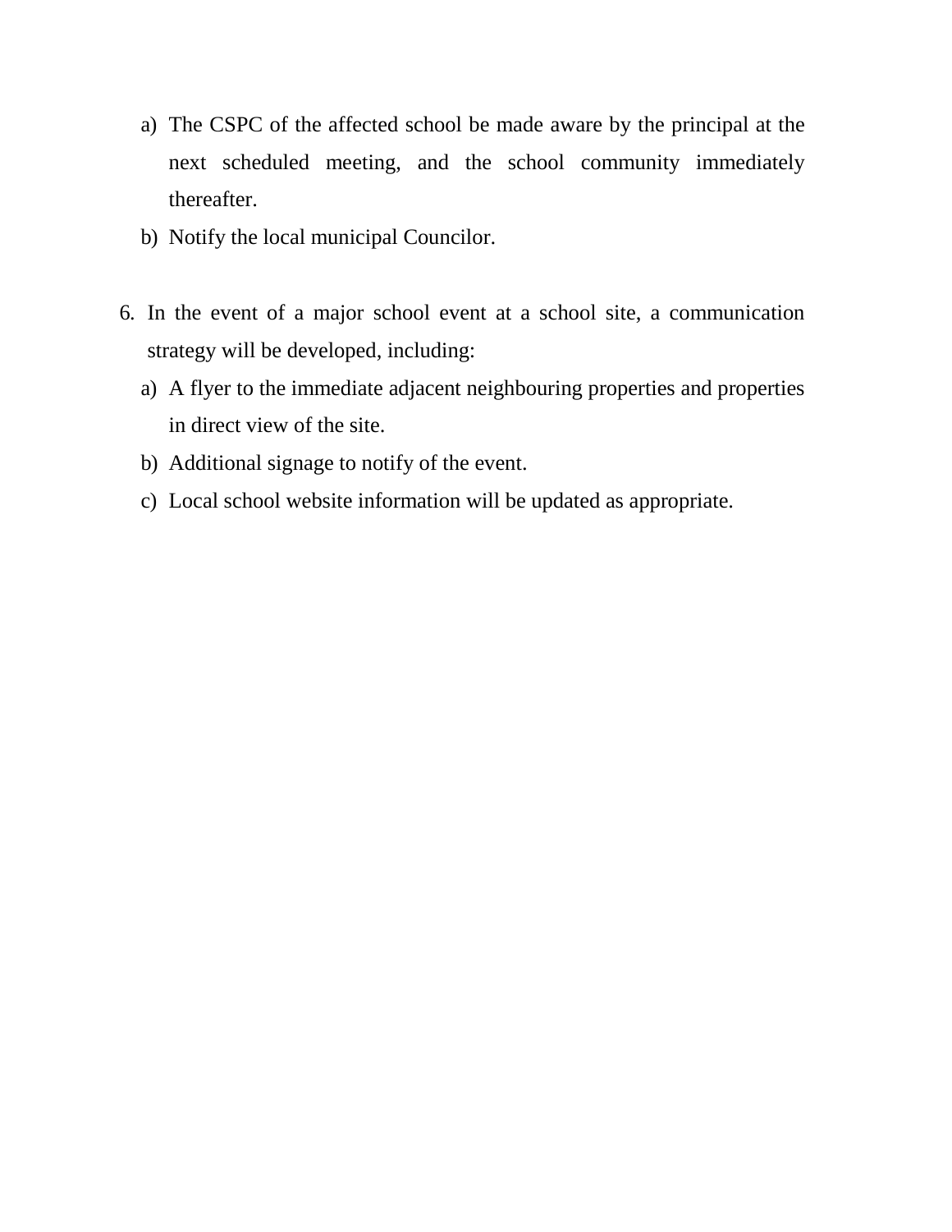a) The CSPC of the affected school be made aware by the principal at the next scheduled meeting, and the school community immediately thereafter.
b) Notify the local municipal Councilor.

6. In the event of a major school event at a school site, a communication strategy will be developed, including:
   a) A flyer to the immediate adjacent neighbouring properties and properties in direct view of the site.
   b) Additional signage to notify of the event.
   c) Local school website information will be updated as appropriate.